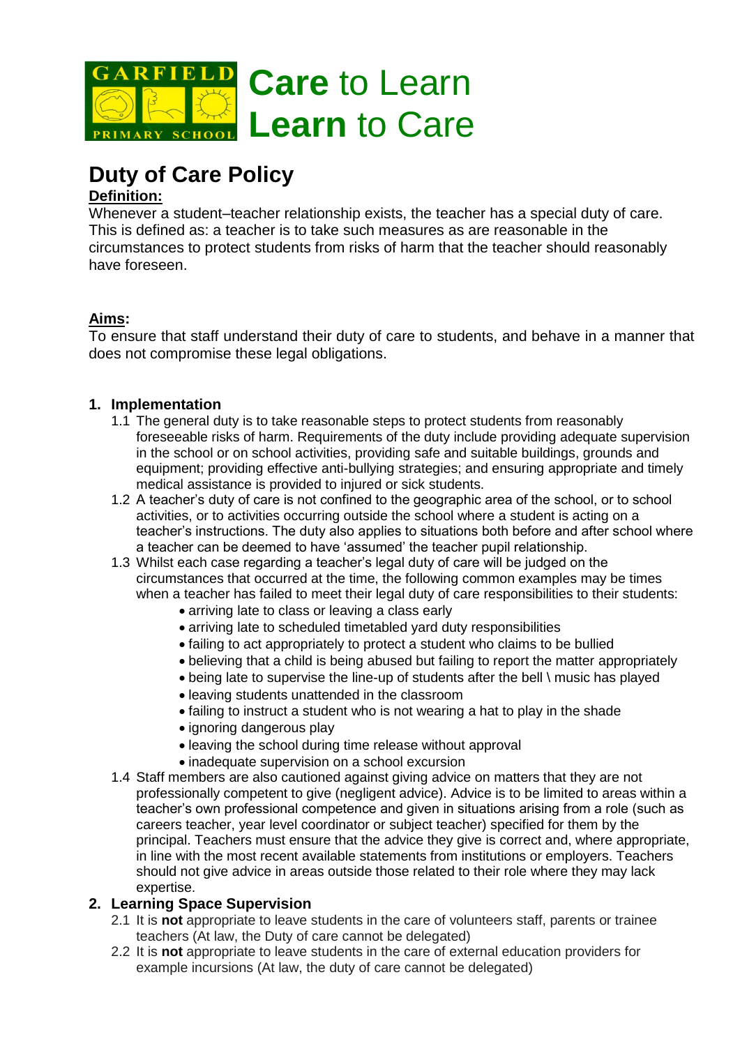GARFIELD PRIMARY SCHOOL

**Care** to Learn
**Learn** to Care

# Duty of Care Policy

**Definition:**

Whenever a student–teacher relationship exists, the teacher has a special duty of care. This is defined as: a teacher is to take such measures as are reasonable in the circumstances to protect students from risks of harm that the teacher should reasonably have foreseen.

**Aims:**

To ensure that staff understand their duty of care to students, and behave in a manner that does not compromise these legal obligations.

## 1. Implementation

1.1 The general duty is to take reasonable steps to protect students from reasonably foreseeable risks of harm. Requirements of the duty include providing adequate supervision in the school or on school activities, providing safe and suitable buildings, grounds and equipment; providing effective anti-bullying strategies; and ensuring appropriate and timely medical assistance is provided to injured or sick students.

1.2 A teacher's duty of care is not confined to the geographic area of the school, or to school activities, or to activities occurring outside the school where a student is acting on a teacher's instructions. The duty also applies to situations both before and after school where a teacher can be deemed to have 'assumed' the teacher pupil relationship.

1.3 Whilst each case regarding a teacher's legal duty of care will be judged on the circumstances that occurred at the time, the following common examples may be times when a teacher has failed to meet their legal duty of care responsibilities to their students:

- arriving late to class or leaving a class early
- arriving late to scheduled timetabled yard duty responsibilities
- failing to act appropriately to protect a student who claims to be bullied
- believing that a child is being abused but failing to report the matter appropriately
- being late to supervise the line-up of students after the bell \ music has played
- leaving students unattended in the classroom
- failing to instruct a student who is not wearing a hat to play in the shade
- ignoring dangerous play
- leaving the school during time release without approval
- inadequate supervision on a school excursion

1.4 Staff members are also cautioned against giving advice on matters that they are not professionally competent to give (negligent advice). Advice is to be limited to areas within a teacher's own professional competence and given in situations arising from a role (such as careers teacher, year level coordinator or subject teacher) specified for them by the principal. Teachers must ensure that the advice they give is correct and, where appropriate, in line with the most recent available statements from institutions or employers. Teachers should not give advice in areas outside those related to their role where they may lack expertise.

## 2. Learning Space Supervision

2.1 It is **not** appropriate to leave students in the care of volunteers staff, parents or trainee teachers (At law, the Duty of care cannot be delegated)

2.2 It is **not** appropriate to leave students in the care of external education providers for example incursions (At law, the duty of care cannot be delegated)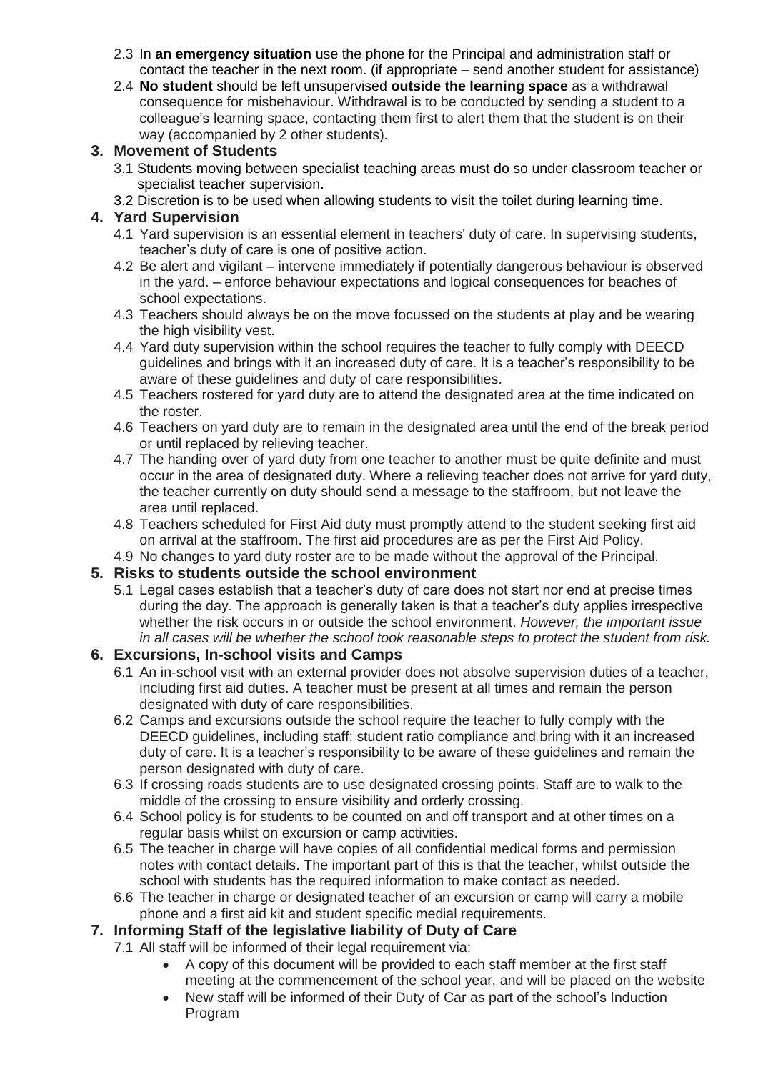2.3 In **an emergency situation** use the phone for the Principal and administration staff or contact the teacher in the next room. (if appropriate – send another student for assistance)

2.4 **No student** should be left unsupervised **outside the learning space** as a withdrawal consequence for misbehaviour. Withdrawal is to be conducted by sending a student to a colleague's learning space, contacting them first to alert them that the student is on their way (accompanied by 2 other students).

## 3. Movement of Students

3.1 Students moving between specialist teaching areas must do so under classroom teacher or specialist teacher supervision.

3.2 Discretion is to be used when allowing students to visit the toilet during learning time.

## 4. Yard Supervision

4.1 Yard supervision is an essential element in teachers' duty of care. In supervising students, teacher's duty of care is one of positive action.

4.2 Be alert and vigilant – intervene immediately if potentially dangerous behaviour is observed in the yard. – enforce behaviour expectations and logical consequences for beaches of school expectations.

4.3 Teachers should always be on the move focussed on the students at play and be wearing the high visibility vest.

4.4 Yard duty supervision within the school requires the teacher to fully comply with DEECD guidelines and brings with it an increased duty of care. It is a teacher's responsibility to be aware of these guidelines and duty of care responsibilities.

4.5 Teachers rostered for yard duty are to attend the designated area at the time indicated on the roster.

4.6 Teachers on yard duty are to remain in the designated area until the end of the break period or until replaced by relieving teacher.

4.7 The handing over of yard duty from one teacher to another must be quite definite and must occur in the area of designated duty. Where a relieving teacher does not arrive for yard duty, the teacher currently on duty should send a message to the staffroom, but not leave the area until replaced.

4.8 Teachers scheduled for First Aid duty must promptly attend to the student seeking first aid on arrival at the staffroom. The first aid procedures are as per the First Aid Policy.

4.9 No changes to yard duty roster are to be made without the approval of the Principal.

## 5. Risks to students outside the school environment

5.1 Legal cases establish that a teacher's duty of care does not start nor end at precise times during the day. The approach is generally taken is that a teacher's duty applies irrespective whether the risk occurs in or outside the school environment. *However, the important issue in all cases will be whether the school took reasonable steps to protect the student from risk.*

## 6. Excursions, In-school visits and Camps

6.1 An in-school visit with an external provider does not absolve supervision duties of a teacher, including first aid duties. A teacher must be present at all times and remain the person designated with duty of care responsibilities.

6.2 Camps and excursions outside the school require the teacher to fully comply with the DEECD guidelines, including staff: student ratio compliance and bring with it an increased duty of care. It is a teacher's responsibility to be aware of these guidelines and remain the person designated with duty of care.

6.3 If crossing roads students are to use designated crossing points. Staff are to walk to the middle of the crossing to ensure visibility and orderly crossing.

6.4 School policy is for students to be counted on and off transport and at other times on a regular basis whilst on excursion or camp activities.

6.5 The teacher in charge will have copies of all confidential medical forms and permission notes with contact details. The important part of this is that the teacher, whilst outside the school with students has the required information to make contact as needed.

6.6 The teacher in charge or designated teacher of an excursion or camp will carry a mobile phone and a first aid kit and student specific medial requirements.

## 7. Informing Staff of the legislative liability of Duty of Care

7.1 All staff will be informed of their legal requirement via:

- A copy of this document will be provided to each staff member at the first staff meeting at the commencement of the school year, and will be placed on the website
- New staff will be informed of their Duty of Car as part of the school's Induction Program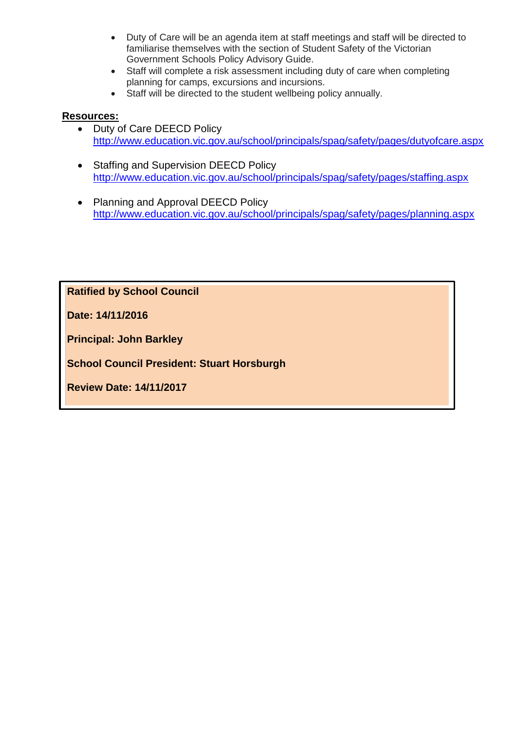- Duty of Care will be an agenda item at staff meetings and staff will be directed to familiarise themselves with the section of Student Safety of the Victorian Government Schools Policy Advisory Guide.
- Staff will complete a risk assessment including duty of care when completing planning for camps, excursions and incursions.
- Staff will be directed to the student wellbeing policy annually.

**Resources:**

- Duty of Care DEECD Policy
  http://www.education.vic.gov.au/school/principals/spag/safety/pages/dutyofcare.aspx
- Staffing and Supervision DEECD Policy
  http://www.education.vic.gov.au/school/principals/spag/safety/pages/staffing.aspx
- Planning and Approval DEECD Policy
  http://www.education.vic.gov.au/school/principals/spag/safety/pages/planning.aspx

**Ratified by School Council**

**Date: 14/11/2016**

**Principal: John Barkley**

**School Council President: Stuart Horsburgh**

**Review Date: 14/11/2017**